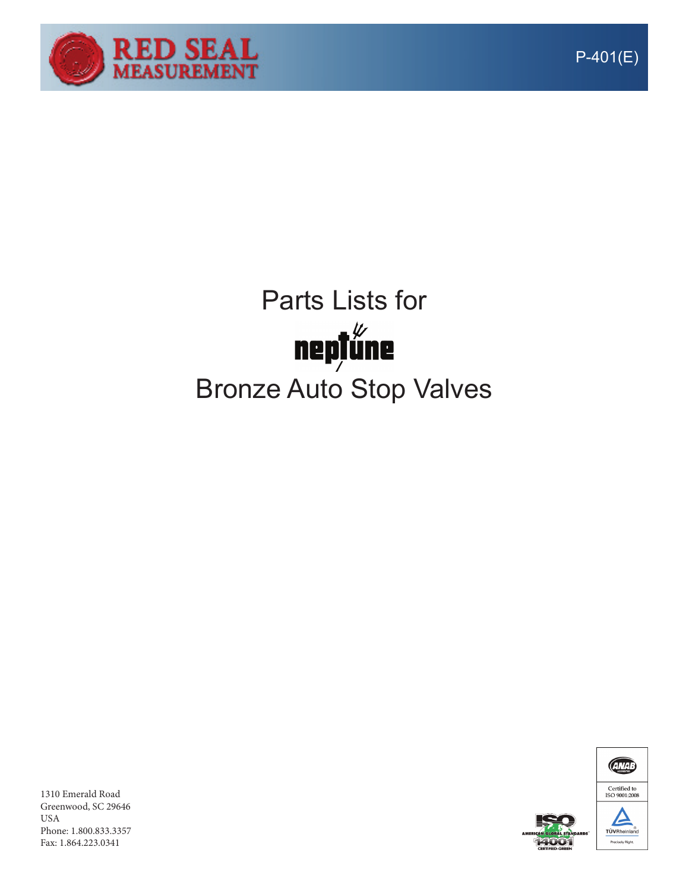RED SEAL MEASUREMENT

P-401(E)

# Parts Lists for neptune Bronze Auto Stop Valves

1310 Emerald Road
Greenwood, SC 29646
USA
Phone: 1.800.833.3357
Fax: 1.864.223.0341

ANAB
Certified to ISO 9001:2008
TÜVRheinland
Precisely Right.

ISO 14001
AMERICAN GLOBAL STANDARDS
CERTIFIED-GREEN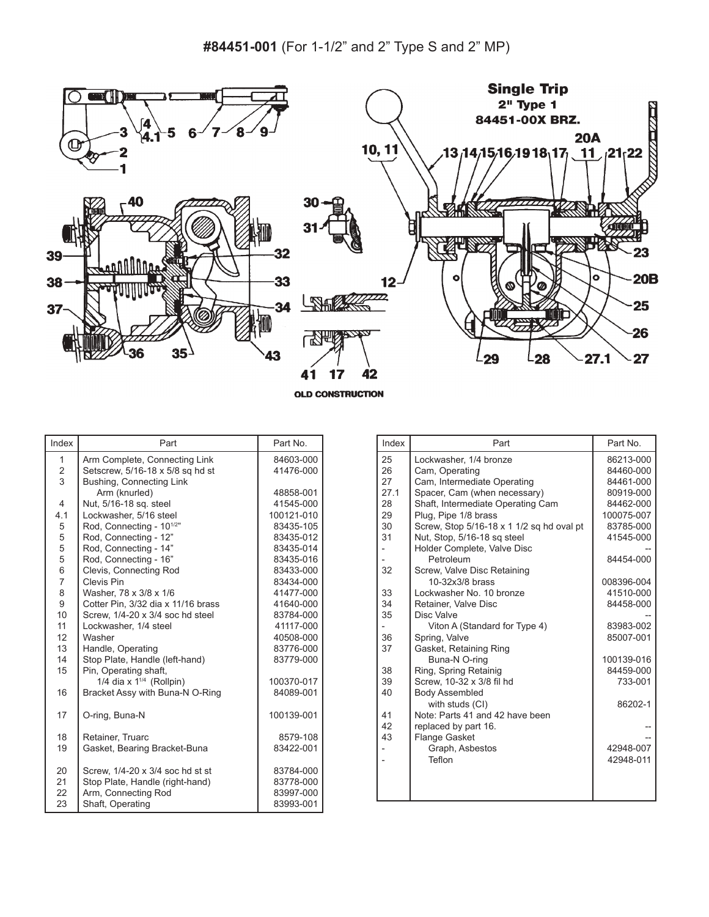**#84451-001** (For 1-1/2" and 2" Type S and 2" MP)

**Single Trip**
**2" Type 1**
**84451-00X BRZ.**

OLD CONSTRUCTION

| Index | Part | Part No. |
|---|---|---|
| 1 | Arm Complete, Connecting Link | 84603-000 |
| 2 | Setscrew, 5/16-18 x 5/8 sq hd st | 41476-000 |
| 3 | Bushing, Connecting Link Arm (knurled) | 48858-001 |
| 4 | Nut, 5/16-18 sq. steel | 41545-000 |
| 4.1 | Lockwasher, 5/16 steel | 100121-010 |
| 5 | Rod, Connecting - 10$^{1/2}$" | 83435-105 |
| 5 | Rod, Connecting - 12" | 83435-012 |
| 5 | Rod, Connecting - 14" | 83435-014 |
| 5 | Rod, Connecting - 16" | 83435-016 |
| 6 | Clevis, Connecting Rod | 83433-000 |
| 7 | Clevis Pin | 83434-000 |
| 8 | Washer, 78 x 3/8 x 1/6 | 41477-000 |
| 9 | Cotter Pin, 3/32 dia x 11/16 brass | 41640-000 |
| 10 | Screw, 1/4-20 x 3/4 soc hd steel | 83784-000 |
| 11 | Lockwasher, 1/4 steel | 41117-000 |
| 12 | Washer | 40508-000 |
| 13 | Handle, Operating | 83776-000 |
| 14 | Stop Plate, Handle (left-hand) | 83779-000 |
| 15 | Pin, Operating shaft, 1/4 dia x 1$^{1/4}$ (Rollpin) | 100370-017 |
| 16 | Bracket Assy with Buna-N O-Ring | 84089-001 |
| 17 | O-ring, Buna-N | 100139-001 |
| 18 | Retainer, Truarc | 8579-108 |
| 19 | Gasket, Bearing Bracket-Buna | 83422-001 |
| 20 | Screw, 1/4-20 x 3/4 soc hd st st | 83784-000 |
| 21 | Stop Plate, Handle (right-hand) | 83778-000 |
| 22 | Arm, Connecting Rod | 83997-000 |
| 23 | Shaft, Operating | 83993-001 |

| Index | Part | Part No. |
|---|---|---|
| 25 | Lockwasher, 1/4 bronze | 86213-000 |
| 26 | Cam, Operating | 84460-000 |
| 27 | Cam, Intermediate Operating | 84461-000 |
| 27.1 | Spacer, Cam (when necessary) | 80919-000 |
| 28 | Shaft, Intermediate Operating Cam | 84462-000 |
| 29 | Plug, Pipe 1/8 brass | 100075-007 |
| 30 | Screw, Stop 5/16-18 x 1 1/2 sq hd oval pt | 83785-000 |
| 31 | Nut, Stop, 5/16-18 sq steel | 41545-000 |
| - | Holder Complete, Valve Disc | -- |
| - | Petroleum | 84454-000 |
| 32 | Screw, Valve Disc Retaining 10-32x3/8 brass | 008396-004 |
| 33 | Lockwasher No. 10 bronze | 41510-000 |
| 34 | Retainer, Valve Disc | 84458-000 |
| 35 | Disc Valve | -- |
| - | Viton A (Standard for Type 4) | 83983-002 |
| 36 | Spring, Valve | 85007-001 |
| 37 | Gasket, Retaining Ring Buna-N O-ring | 100139-016 |
| 38 | Ring, Spring Retainig | 84459-000 |
| 39 | Screw, 10-32 x 3/8 fil hd | 733-001 |
| 40 | Body Assembled with studs (CI) | 86202-1 |
| 41 | Note: Parts 41 and 42 have been | |
| 42 | replaced by part 16. | -- |
| 43 | Flange Gasket | -- |
| - | Graph, Asbestos | 42948-007 |
| - | Teflon | 42948-011 |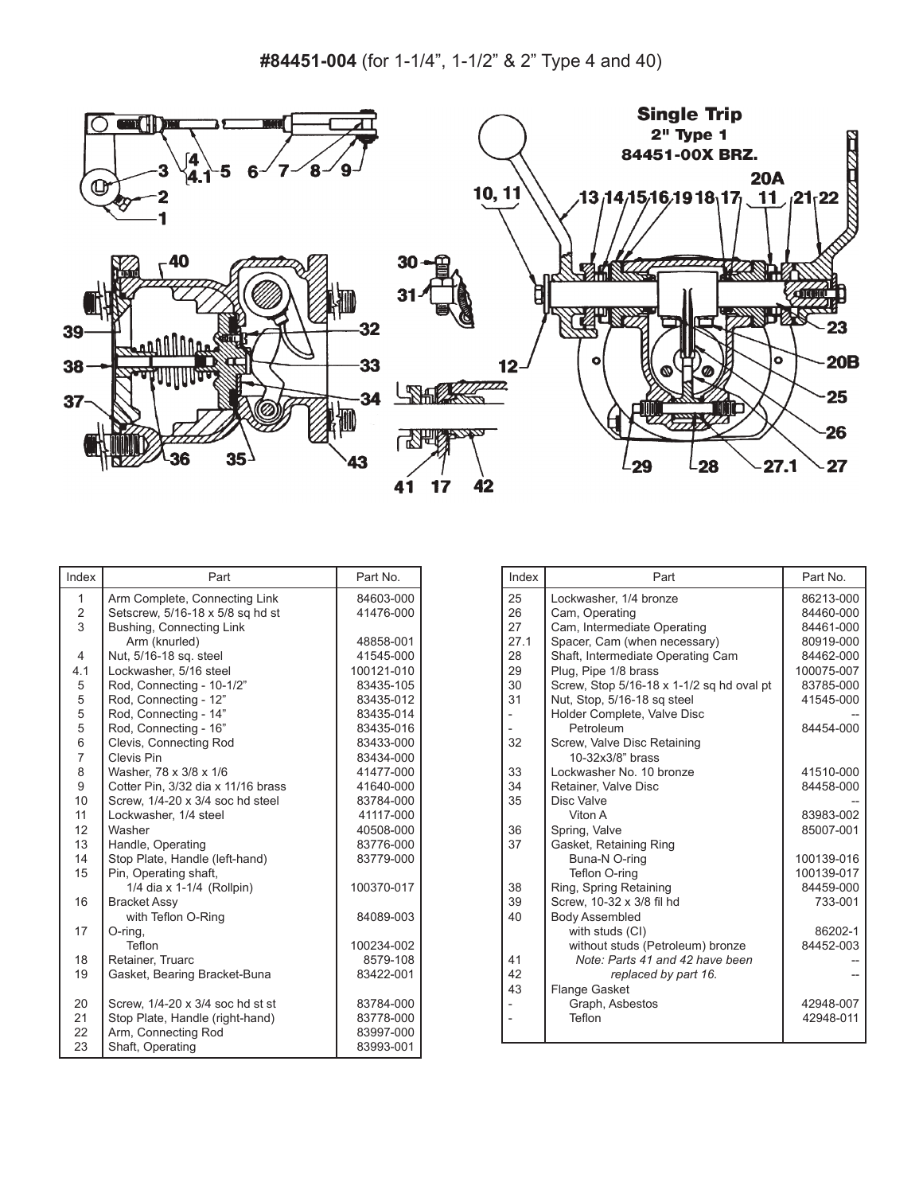**#84451-004** (for 1-1/4", 1-1/2" & 2" Type 4 and 40)

| Index | Part | Part No. |
|---|---|---|
| 1 | Arm Complete, Connecting Link | 84603-000 |
| 2 | Setscrew, 5/16-18 x 5/8 sq hd st | 41476-000 |
| 3 | Bushing, Connecting Link | |
| | Arm (knurled) | 48858-001 |
| 4 | Nut, 5/16-18 sq. steel | 41545-000 |
| 4.1 | Lockwasher, 5/16 steel | 100121-010 |
| 5 | Rod, Connecting - 10-1/2" | 83435-105 |
| 5 | Rod, Connecting - 12" | 83435-012 |
| 5 | Rod, Connecting - 14" | 83435-014 |
| 5 | Rod, Connecting - 16" | 83435-016 |
| 6 | Clevis, Connecting Rod | 83433-000 |
| 7 | Clevis Pin | 83434-000 |
| 8 | Washer, 78 x 3/8 x 1/6 | 41477-000 |
| 9 | Cotter Pin, 3/32 dia x 11/16 brass | 41640-000 |
| 10 | Screw, 1/4-20 x 3/4 soc hd steel | 83784-000 |
| 11 | Lockwasher, 1/4 steel | 41117-000 |
| 12 | Washer | 40508-000 |
| 13 | Handle, Operating | 83776-000 |
| 14 | Stop Plate, Handle (left-hand) | 83779-000 |
| 15 | Pin, Operating shaft, | |
| | 1/4 dia x 1-1/4 (Rollpin) | 100370-017 |
| 16 | Bracket Assy | |
| | with Teflon O-Ring | 84089-003 |
| 17 | O-ring, | |
| | Teflon | 100234-002 |
| 18 | Retainer, Truarc | 8579-108 |
| 19 | Gasket, Bearing Bracket-Buna | 83422-001 |
| 20 | Screw, 1/4-20 x 3/4 soc hd st st | 83784-000 |
| 21 | Stop Plate, Handle (right-hand) | 83778-000 |
| 22 | Arm, Connecting Rod | 83997-000 |
| 23 | Shaft, Operating | 83993-001 |

| Index | Part | Part No. |
|---|---|---|
| 25 | Lockwasher, 1/4 bronze | 86213-000 |
| 26 | Cam, Operating | 84460-000 |
| 27 | Cam, Intermediate Operating | 84461-000 |
| 27.1 | Spacer, Cam (when necessary) | 80919-000 |
| 28 | Shaft, Intermediate Operating Cam | 84462-000 |
| 29 | Plug, Pipe 1/8 brass | 100075-007 |
| 30 | Screw, Stop 5/16-18 x 1-1/2 sq hd oval pt | 83785-000 |
| 31 | Nut, Stop, 5/16-18 sq steel | 41545-000 |
| - | Holder Complete, Valve Disc | -- |
| - | Petroleum | 84454-000 |
| 32 | Screw, Valve Disc Retaining | |
| | 10-32x3/8" brass | |
| 33 | Lockwasher No. 10 bronze | 41510-000 |
| 34 | Retainer, Valve Disc | 84458-000 |
| 35 | Disc Valve | -- |
| | Viton A | 83983-002 |
| 36 | Spring, Valve | 85007-001 |
| 37 | Gasket, Retaining Ring | |
| | Buna-N O-ring | 100139-016 |
| | Teflon O-ring | 100139-017 |
| 38 | Ring, Spring Retaining | 84459-000 |
| 39 | Screw, 10-32 x 3/8 fil hd | 733-001 |
| 40 | Body Assembled | |
| | with studs (CI) | 86202-1 |
| | without studs (Petroleum) bronze | 84452-003 |
| 41 | *Note: Parts 41 and 42 have been* | -- |
| 42 | *replaced by part 16.* | -- |
| 43 | Flange Gasket | |
| - | Graph, Asbestos | 42948-007 |
| - | Teflon | 42948-011 |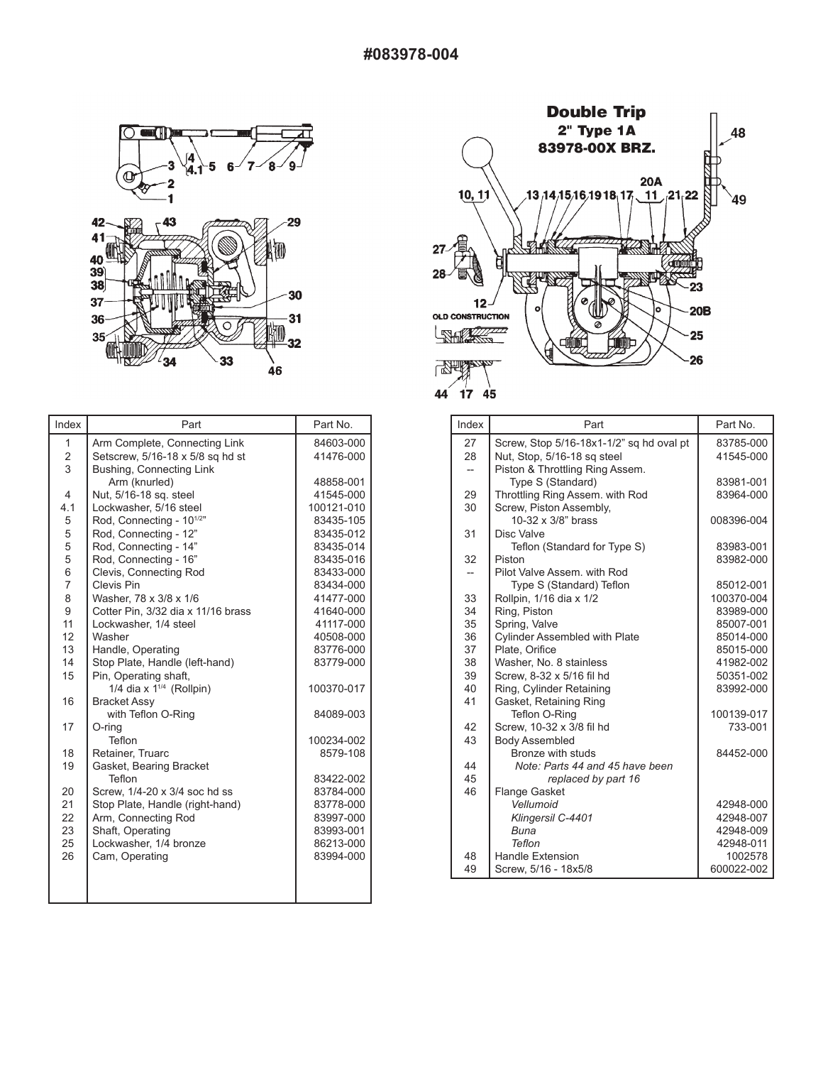# #083978-004

**Double Trip**
**2" Type 1A**
**83978-00X BRZ.**

| Index | Part | Part No. |
|---|---|---|
| 1 | Arm Complete, Connecting Link | 84603-000 |
| 2 | Setscrew, 5/16-18 x 5/8 sq hd st | 41476-000 |
| 3 | Bushing, Connecting Link Arm (knurled) | 48858-001 |
| 4 | Nut, 5/16-18 sq. steel | 41545-000 |
| 4.1 | Lockwasher, 5/16 steel | 100121-010 |
| 5 | Rod, Connecting - 10$^{1/2}$" | 83435-105 |
| 5 | Rod, Connecting - 12" | 83435-012 |
| 5 | Rod, Connecting - 14" | 83435-014 |
| 5 | Rod, Connecting - 16" | 83435-016 |
| 6 | Clevis, Connecting Rod | 83433-000 |
| 7 | Clevis Pin | 83434-000 |
| 8 | Washer, 78 x 3/8 x 1/6 | 41477-000 |
| 9 | Cotter Pin, 3/32 dia x 11/16 brass | 41640-000 |
| 11 | Lockwasher, 1/4 steel | 41117-000 |
| 12 | Washer | 40508-000 |
| 13 | Handle, Operating | 83776-000 |
| 14 | Stop Plate, Handle (left-hand) | 83779-000 |
| 15 | Pin, Operating shaft, 1/4 dia x 1$^{1/4}$ (Rollpin) | 100370-017 |
| 16 | Bracket Assy with Teflon O-Ring | 84089-003 |
| 17 | O-ring Teflon | 100234-002 |
| 18 | Retainer, Truarc | 8579-108 |
| 19 | Gasket, Bearing Bracket Teflon | 83422-002 |
| 20 | Screw, 1/4-20 x 3/4 soc hd ss | 83784-000 |
| 21 | Stop Plate, Handle (right-hand) | 83778-000 |
| 22 | Arm, Connecting Rod | 83997-000 |
| 23 | Shaft, Operating | 83993-001 |
| 25 | Lockwasher, 1/4 bronze | 86213-000 |
| 26 | Cam, Operating | 83994-000 |

| Index | Part | Part No. |
|---|---|---|
| 27 | Screw, Stop 5/16-18x1-1/2" sq hd oval pt | 83785-000 |
| 28 | Nut, Stop, 5/16-18 sq steel | 41545-000 |
| -- | Piston & Throttling Ring Assem. Type S (Standard) | 83981-001 |
| 29 | Throttling Ring Assem. with Rod | 83964-000 |
| 30 | Screw, Piston Assembly, 10-32 x 3/8" brass | 008396-004 |
| 31 | Disc Valve Teflon (Standard for Type S) | 83983-001 |
| 32 | Piston | 83982-000 |
| -- | Pilot Valve Assem. with Rod Type S (Standard) Teflon | 85012-001 |
| 33 | Rollpin, 1/16 dia x 1/2 | 100370-004 |
| 34 | Ring, Piston | 83989-000 |
| 35 | Spring, Valve | 85007-001 |
| 36 | Cylinder Assembled with Plate | 85014-000 |
| 37 | Plate, Orifice | 85015-000 |
| 38 | Washer, No. 8 stainless | 41982-002 |
| 39 | Screw, 8-32 x 5/16 fil hd | 50351-002 |
| 40 | Ring, Cylinder Retaining | 83992-000 |
| 41 | Gasket, Retaining Ring Teflon O-Ring | 100139-017 |
| 42 | Screw, 10-32 x 3/8 fil hd | 733-001 |
| 43 | Body Assembled Bronze with studs | 84452-000 |
| 44 | *Note: Parts 44 and 45 have been* | |
| 45 | *replaced by part 16* | |
| 46 | Flange Gasket | |
| | *Vellumoid* | 42948-000 |
| | *Klingersil C-4401* | 42948-007 |
| | *Buna* | 42948-009 |
| | *Teflon* | 42948-011 |
| 48 | Handle Extension | 1002578 |
| 49 | Screw, 5/16 - 18x5/8 | 600022-002 |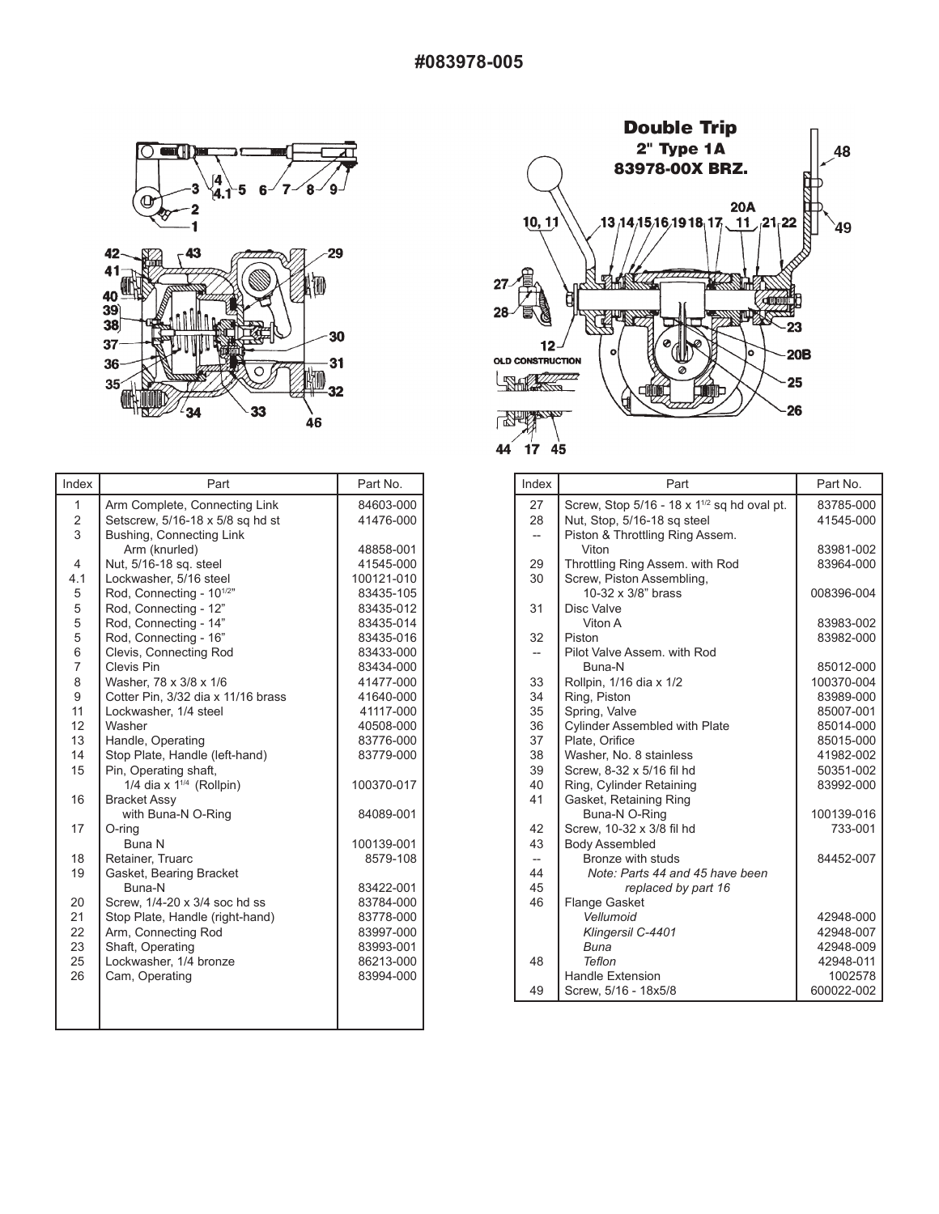# #083978-005

**Double Trip**
**2" Type 1A**
**83978-00X BRZ.**

| Index | Part | Part No. |
|---|---|---|
| 1 | Arm Complete, Connecting Link | 84603-000 |
| 2 | Setscrew, 5/16-18 x 5/8 sq hd st | 41476-000 |
| 3 | Bushing, Connecting Link Arm (knurled) | 48858-001 |
| 4 | Nut, 5/16-18 sq. steel | 41545-000 |
| 4.1 | Lockwasher, 5/16 steel | 100121-010 |
| 5 | Rod, Connecting - 10 1/2" | 83435-105 |
| 5 | Rod, Connecting - 12" | 83435-012 |
| 5 | Rod, Connecting - 14" | 83435-014 |
| 5 | Rod, Connecting - 16" | 83435-016 |
| 6 | Clevis, Connecting Rod | 83433-000 |
| 7 | Clevis Pin | 83434-000 |
| 8 | Washer, 78 x 3/8 x 1/6 | 41477-000 |
| 9 | Cotter Pin, 3/32 dia x 11/16 brass | 41640-000 |
| 11 | Lockwasher, 1/4 steel | 41117-000 |
| 12 | Washer | 40508-000 |
| 13 | Handle, Operating | 83776-000 |
| 14 | Stop Plate, Handle (left-hand) | 83779-000 |
| 15 | Pin, Operating shaft, 1/4 dia x 1 1/4 (Rollpin) | 100370-017 |
| 16 | Bracket Assy with Buna-N O-Ring | 84089-001 |
| 17 | O-ring Buna N | 100139-001 |
| 18 | Retainer, Truarc | 8579-108 |
| 19 | Gasket, Bearing Bracket Buna-N | 83422-001 |
| 20 | Screw, 1/4-20 x 3/4 soc hd ss | 83784-000 |
| 21 | Stop Plate, Handle (right-hand) | 83778-000 |
| 22 | Arm, Connecting Rod | 83997-000 |
| 23 | Shaft, Operating | 83993-001 |
| 25 | Lockwasher, 1/4 bronze | 86213-000 |
| 26 | Cam, Operating | 83994-000 |

| Index | Part | Part No. |
|---|---|---|
| 27 | Screw, Stop 5/16 - 18 x 1 1/2 sq hd oval pt. | 83785-000 |
| 28 | Nut, Stop, 5/16-18 sq steel | 41545-000 |
| -- | Piston & Throttling Ring Assem. Viton | 83981-002 |
| 29 | Throttling Ring Assem. with Rod | 83964-000 |
| 30 | Screw, Piston Assembling, 10-32 x 3/8" brass | 008396-004 |
| 31 | Disc Valve Viton A | 83983-002 |
| 32 | Piston | 83982-000 |
| -- | Pilot Valve Assem. with Rod Buna-N | 85012-000 |
| 33 | Rollpin, 1/16 dia x 1/2 | 100370-004 |
| 34 | Ring, Piston | 83989-000 |
| 35 | Spring, Valve | 85007-001 |
| 36 | Cylinder Assembled with Plate | 85014-000 |
| 37 | Plate, Orifice | 85015-000 |
| 38 | Washer, No. 8 stainless | 41982-002 |
| 39 | Screw, 8-32 x 5/16 fil hd | 50351-002 |
| 40 | Ring, Cylinder Retaining | 83992-000 |
| 41 | Gasket, Retaining Ring Buna-N O-Ring | 100139-016 |
| 42 | Screw, 10-32 x 3/8 fil hd | 733-001 |
| 43 | Body Assembled | |
| -- | Bronze with studs | 84452-007 |
| 44 | *Note: Parts 44 and 45 have been* | |
| 45 | *replaced by part 16* | |
| 46 | Flange Gasket | |
| | *Vellumoid* | 42948-000 |
| | *Klingersil C-4401* | 42948-007 |
| | *Buna* | 42948-009 |
| 48 | *Teflon* | 42948-011 |
| | Handle Extension | 1002578 |
| 49 | Screw, 5/16 - 18x5/8 | 600022-002 |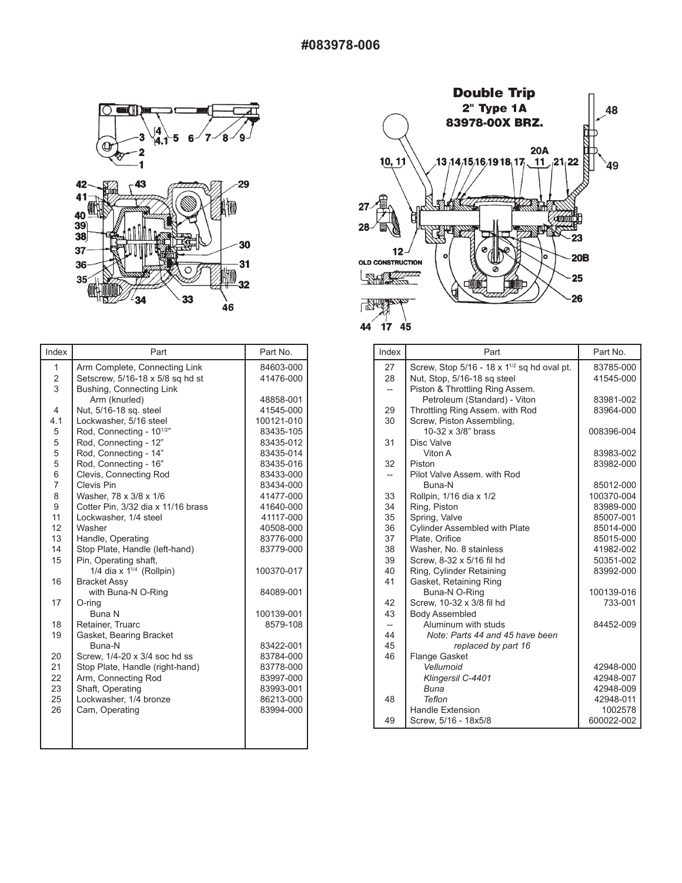# #083978-006

**Double Trip**
**2" Type 1A**
**83978-00X BRZ.**

OLD CONSTRUCTION

| Index | Part | Part No. |
|---|---|---|
| 1 | Arm Complete, Connecting Link | 84603-000 |
| 2 | Setscrew, 5/16-18 x 5/8 sq hd st | 41476-000 |
| 3 | Bushing, Connecting Link | |
| | Arm (knurled) | 48858-001 |
| 4 | Nut, 5/16-18 sq. steel | 41545-000 |
| 4.1 | Lockwasher, 5/16 steel | 100121-010 |
| 5 | Rod, Connecting - 10 1/2" | 83435-105 |
| 5 | Rod, Connecting - 12" | 83435-012 |
| 5 | Rod, Connecting - 14" | 83435-014 |
| 5 | Rod, Connecting - 16" | 83435-016 |
| 6 | Clevis, Connecting Rod | 83433-000 |
| 7 | Clevis Pin | 83434-000 |
| 8 | Washer, 78 x 3/8 x 1/6 | 41477-000 |
| 9 | Cotter Pin, 3/32 dia x 11/16 brass | 41640-000 |
| 11 | Lockwasher, 1/4 steel | 41117-000 |
| 12 | Washer | 40508-000 |
| 13 | Handle, Operating | 83776-000 |
| 14 | Stop Plate, Handle (left-hand) | 83779-000 |
| 15 | Pin, Operating shaft, | |
| | 1/4 dia x 1 1/4 (Rollpin) | 100370-017 |
| 16 | Bracket Assy | |
| | with Buna-N O-Ring | 84089-001 |
| 17 | O-ring | |
| | Buna N | 100139-001 |
| 18 | Retainer, Truarc | 8579-108 |
| 19 | Gasket, Bearing Bracket | |
| | Buna-N | 83422-001 |
| 20 | Screw, 1/4-20 x 3/4 soc hd ss | 83784-000 |
| 21 | Stop Plate, Handle (right-hand) | 83778-000 |
| 22 | Arm, Connecting Rod | 83997-000 |
| 23 | Shaft, Operating | 83993-001 |
| 25 | Lockwasher, 1/4 bronze | 86213-000 |
| 26 | Cam, Operating | 83994-000 |

| Index | Part | Part No. |
|---|---|---|
| 27 | Screw, Stop 5/16 - 18 x 1 1/2 sq hd oval pt. | 83785-000 |
| 28 | Nut, Stop, 5/16-18 sq steel | 41545-000 |
| -- | Piston & Throttling Ring Assem. | |
| | Petroleum (Standard) - Viton | 83981-002 |
| 29 | Throttling Ring Assem. with Rod | 83964-000 |
| 30 | Screw, Piston Assembling, | |
| | 10-32 x 3/8" brass | 008396-004 |
| 31 | Disc Valve | |
| | Viton A | 83983-002 |
| 32 | Piston | 83982-000 |
| -- | Pilot Valve Assem. with Rod | |
| | Buna-N | 85012-000 |
| 33 | Rollpin, 1/16 dia x 1/2 | 100370-004 |
| 34 | Ring, Piston | 83989-000 |
| 35 | Spring, Valve | 85007-001 |
| 36 | Cylinder Assembled with Plate | 85014-000 |
| 37 | Plate, Orifice | 85015-000 |
| 38 | Washer, No. 8 stainless | 41982-002 |
| 39 | Screw, 8-32 x 5/16 fil hd | 50351-002 |
| 40 | Ring, Cylinder Retaining | 83992-000 |
| 41 | Gasket, Retaining Ring | |
| | Buna-N O-Ring | 100139-016 |
| 42 | Screw, 10-32 x 3/8 fil hd | 733-001 |
| 43 | Body Assembled | |
| -- | Aluminum with studs | 84452-009 |
| 44 | *Note: Parts 44 and 45 have been* | |
| 45 | *replaced by part 16* | |
| 46 | Flange Gasket | |
| | *Vellumoid* | 42948-000 |
| | *Klingersil C-4401* | 42948-007 |
| | *Buna* | 42948-009 |
| 48 | *Teflon* | 42948-011 |
| | Handle Extension | 1002578 |
| 49 | Screw, 5/16 - 18x5/8 | 600022-002 |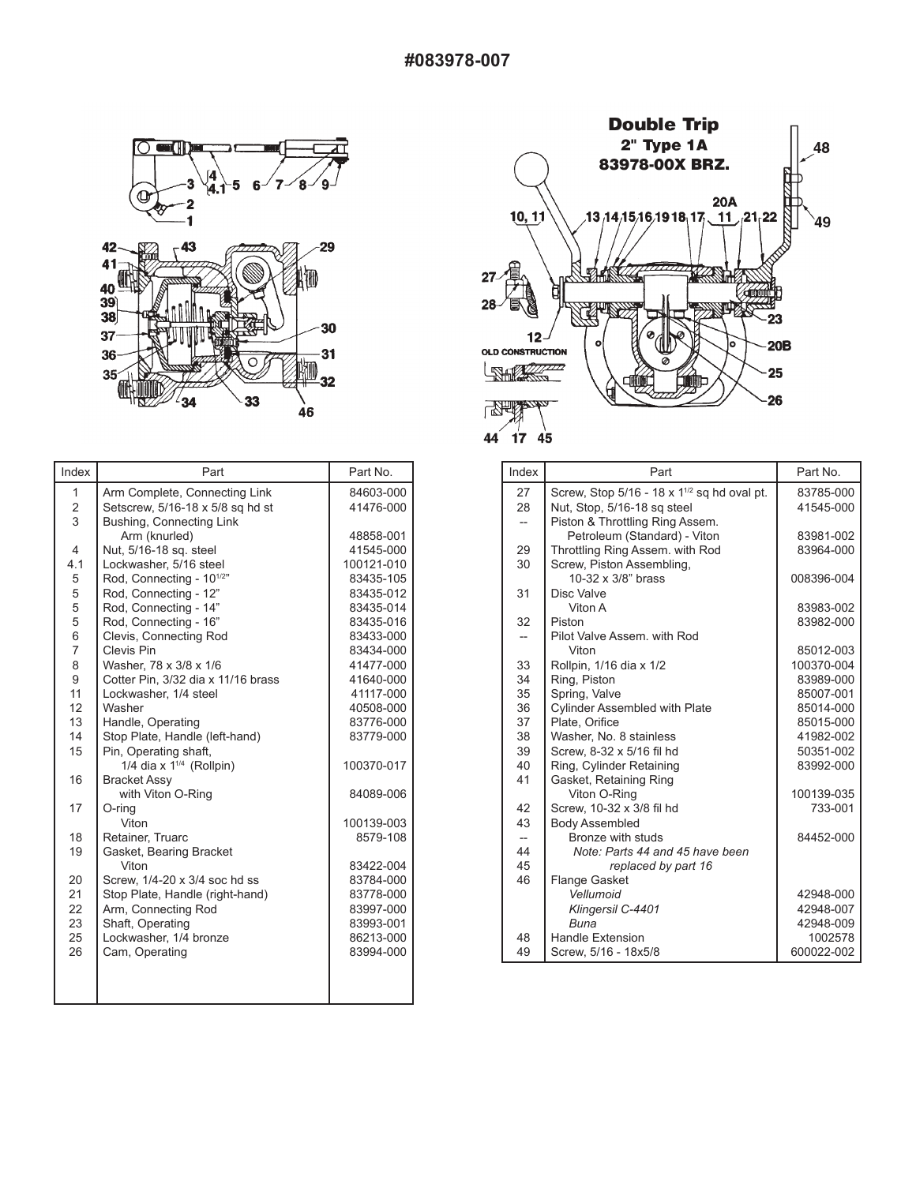# #083978-007

**Double Trip**
**2" Type 1A**
**83978-00X BRZ.**

OLD CONSTRUCTION

| Index | Part | Part No. |
|---|---|---|
| 1 | Arm Complete, Connecting Link | 84603-000 |
| 2 | Setscrew, 5/16-18 x 5/8 sq hd st | 41476-000 |
| 3 | Bushing, Connecting Link | |
| | Arm (knurled) | 48858-001 |
| 4 | Nut, 5/16-18 sq. steel | 41545-000 |
| 4.1 | Lockwasher, 5/16 steel | 100121-010 |
| 5 | Rod, Connecting - 10 1/2" | 83435-105 |
| 5 | Rod, Connecting - 12" | 83435-012 |
| 5 | Rod, Connecting - 14" | 83435-014 |
| 5 | Rod, Connecting - 16" | 83435-016 |
| 6 | Clevis, Connecting Rod | 83433-000 |
| 7 | Clevis Pin | 83434-000 |
| 8 | Washer, 78 x 3/8 x 1/6 | 41477-000 |
| 9 | Cotter Pin, 3/32 dia x 11/16 brass | 41640-000 |
| 11 | Lockwasher, 1/4 steel | 41117-000 |
| 12 | Washer | 40508-000 |
| 13 | Handle, Operating | 83776-000 |
| 14 | Stop Plate, Handle (left-hand) | 83779-000 |
| 15 | Pin, Operating shaft, | |
| | 1/4 dia x 1 1/4 (Rollpin) | 100370-017 |
| 16 | Bracket Assy | |
| | with Viton O-Ring | 84089-006 |
| 17 | O-ring | |
| | Viton | 100139-003 |
| 18 | Retainer, Truarc | 8579-108 |
| 19 | Gasket, Bearing Bracket | |
| | Viton | 83422-004 |
| 20 | Screw, 1/4-20 x 3/4 soc hd ss | 83784-000 |
| 21 | Stop Plate, Handle (right-hand) | 83778-000 |
| 22 | Arm, Connecting Rod | 83997-000 |
| 23 | Shaft, Operating | 83993-001 |
| 25 | Lockwasher, 1/4 bronze | 86213-000 |
| 26 | Cam, Operating | 83994-000 |

| Index | Part | Part No. |
|---|---|---|
| 27 | Screw, Stop 5/16 - 18 x 1 1/2 sq hd oval pt. | 83785-000 |
| 28 | Nut, Stop, 5/16-18 sq steel | 41545-000 |
| -- | Piston & Throttling Ring Assem. | |
| | Petroleum (Standard) - Viton | 83981-002 |
| 29 | Throttling Ring Assem. with Rod | 83964-000 |
| 30 | Screw, Piston Assembling, | |
| | 10-32 x 3/8" brass | 008396-004 |
| 31 | Disc Valve | |
| | Viton A | 83983-002 |
| 32 | Piston | 83982-000 |
| -- | Pilot Valve Assem. with Rod | |
| | Viton | 85012-003 |
| 33 | Rollpin, 1/16 dia x 1/2 | 100370-004 |
| 34 | Ring, Piston | 83989-000 |
| 35 | Spring, Valve | 85007-001 |
| 36 | Cylinder Assembled with Plate | 85014-000 |
| 37 | Plate, Orifice | 85015-000 |
| 38 | Washer, No. 8 stainless | 41982-002 |
| 39 | Screw, 8-32 x 5/16 fil hd | 50351-002 |
| 40 | Ring, Cylinder Retaining | 83992-000 |
| 41 | Gasket, Retaining Ring | |
| | Viton O-Ring | 100139-035 |
| 42 | Screw, 10-32 x 3/8 fil hd | 733-001 |
| 43 | Body Assembled | |
| -- | Bronze with studs | 84452-000 |
| 44 | *Note: Parts 44 and 45 have been* | |
| 45 | *replaced by part 16* | |
| 46 | Flange Gasket | |
| | *Vellumoid* | 42948-000 |
| | *Klingersil C-4401* | 42948-007 |
| | *Buna* | 42948-009 |
| 48 | Handle Extension | 1002578 |
| 49 | Screw, 5/16 - 18x5/8 | 600022-002 |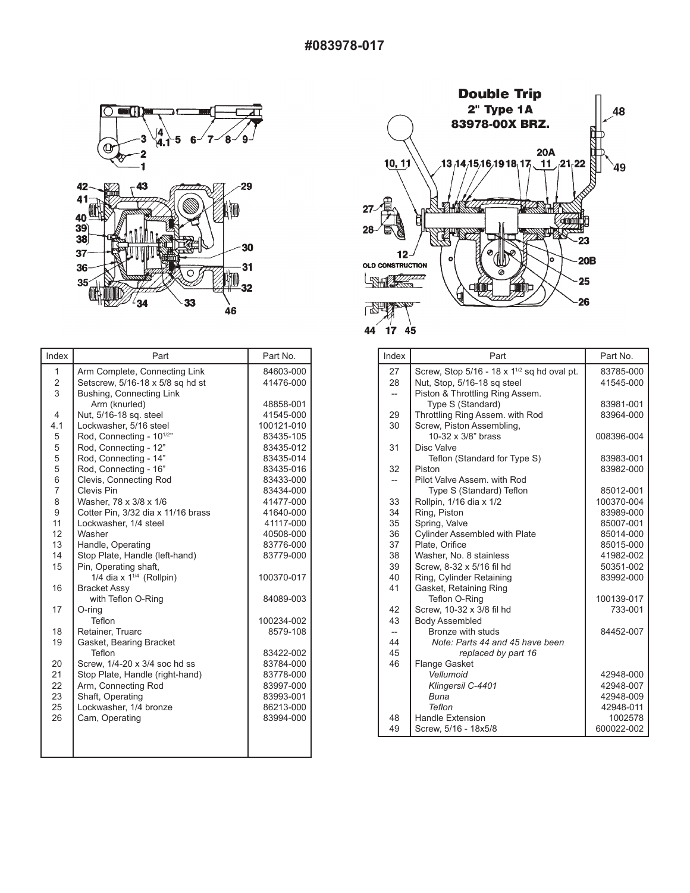# #083978-017

**Double Trip**
**2" Type 1A**
**83978-00X BRZ.**

OLD CONSTRUCTION

| Index | Part | Part No. |
|---|---|---|
| 1 | Arm Complete, Connecting Link | 84603-000 |
| 2 | Setscrew, 5/16-18 x 5/8 sq hd st | 41476-000 |
| 3 | Bushing, Connecting Link Arm (knurled) | 48858-001 |
| 4 | Nut, 5/16-18 sq. steel | 41545-000 |
| 4.1 | Lockwasher, 5/16 steel | 100121-010 |
| 5 | Rod, Connecting - $10^{1/2}$" | 83435-105 |
| 5 | Rod, Connecting - 12" | 83435-012 |
| 5 | Rod, Connecting - 14" | 83435-014 |
| 5 | Rod, Connecting - 16" | 83435-016 |
| 6 | Clevis, Connecting Rod | 83433-000 |
| 7 | Clevis Pin | 83434-000 |
| 8 | Washer, 78 x 3/8 x 1/6 | 41477-000 |
| 9 | Cotter Pin, 3/32 dia x 11/16 brass | 41640-000 |
| 11 | Lockwasher, 1/4 steel | 41117-000 |
| 12 | Washer | 40508-000 |
| 13 | Handle, Operating | 83776-000 |
| 14 | Stop Plate, Handle (left-hand) | 83779-000 |
| 15 | Pin, Operating shaft, 1/4 dia x $1^{1/4}$ (Rollpin) | 100370-017 |
| 16 | Bracket Assy with Teflon O-Ring | 84089-003 |
| 17 | O-ring Teflon | 100234-002 |
| 18 | Retainer, Truarc | 8579-108 |
| 19 | Gasket, Bearing Bracket Teflon | 83422-002 |
| 20 | Screw, 1/4-20 x 3/4 soc hd ss | 83784-000 |
| 21 | Stop Plate, Handle (right-hand) | 83778-000 |
| 22 | Arm, Connecting Rod | 83997-000 |
| 23 | Shaft, Operating | 83993-001 |
| 25 | Lockwasher, 1/4 bronze | 86213-000 |
| 26 | Cam, Operating | 83994-000 |

| Index | Part | Part No. |
|---|---|---|
| 27 | Screw, Stop 5/16 - 18 x $1^{1/2}$ sq hd oval pt. | 83785-000 |
| 28 | Nut, Stop, 5/16-18 sq steel | 41545-000 |
| -- | Piston & Throttling Ring Assem. Type S (Standard) | 83981-001 |
| 29 | Throttling Ring Assem. with Rod | 83964-000 |
| 30 | Screw, Piston Assembling, 10-32 x 3/8" brass | 008396-004 |
| 31 | Disc Valve Teflon (Standard for Type S) | 83983-001 |
| 32 | Piston | 83982-000 |
| -- | Pilot Valve Assem. with Rod Type S (Standard) Teflon | 85012-001 |
| 33 | Rollpin, 1/16 dia x 1/2 | 100370-004 |
| 34 | Ring, Piston | 83989-000 |
| 35 | Spring, Valve | 85007-001 |
| 36 | Cylinder Assembled with Plate | 85014-000 |
| 37 | Plate, Orifice | 85015-000 |
| 38 | Washer, No. 8 stainless | 41982-002 |
| 39 | Screw, 8-32 x 5/16 fil hd | 50351-002 |
| 40 | Ring, Cylinder Retaining | 83992-000 |
| 41 | Gasket, Retaining Ring Teflon O-Ring | 100139-017 |
| 42 | Screw, 10-32 x 3/8 fil hd | 733-001 |
| 43 | Body Assembled | |
| -- | Bronze with studs | 84452-007 |
| 44 | *Note: Parts 44 and 45 have been* | |
| 45 | *replaced by part 16* | |
| 46 | Flange Gasket | |
| | *Vellumoid* | 42948-000 |
| | *Klingersil C-4401* | 42948-007 |
| | *Buna* | 42948-009 |
| | *Teflon* | 42948-011 |
| 48 | Handle Extension | 1002578 |
| 49 | Screw, 5/16 - 18x5/8 | 600022-002 |